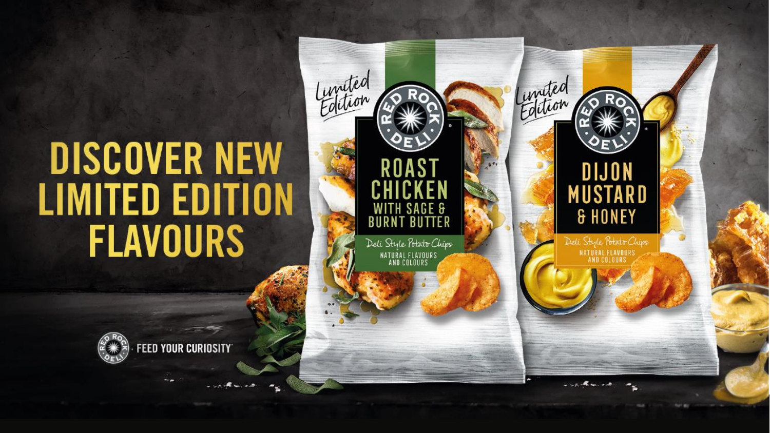# DISCOVER NEW LIMITED EDITION FLAVOURS

Limited Edition

RED ROCK DELI

ROAST CHICKEN WITH SAGE & BURNT BUTTER

Deli Style Potato Chips

NATURAL FLAVOURS AND COLOURS

Limited Edition

RED ROCK DELI

DIJON MUSTARD & HONEY

Deli Style Potato Chips

NATURAL FLAVOURS AND COLOURS

RED ROCK DELI · FEED YOUR CURIOSITY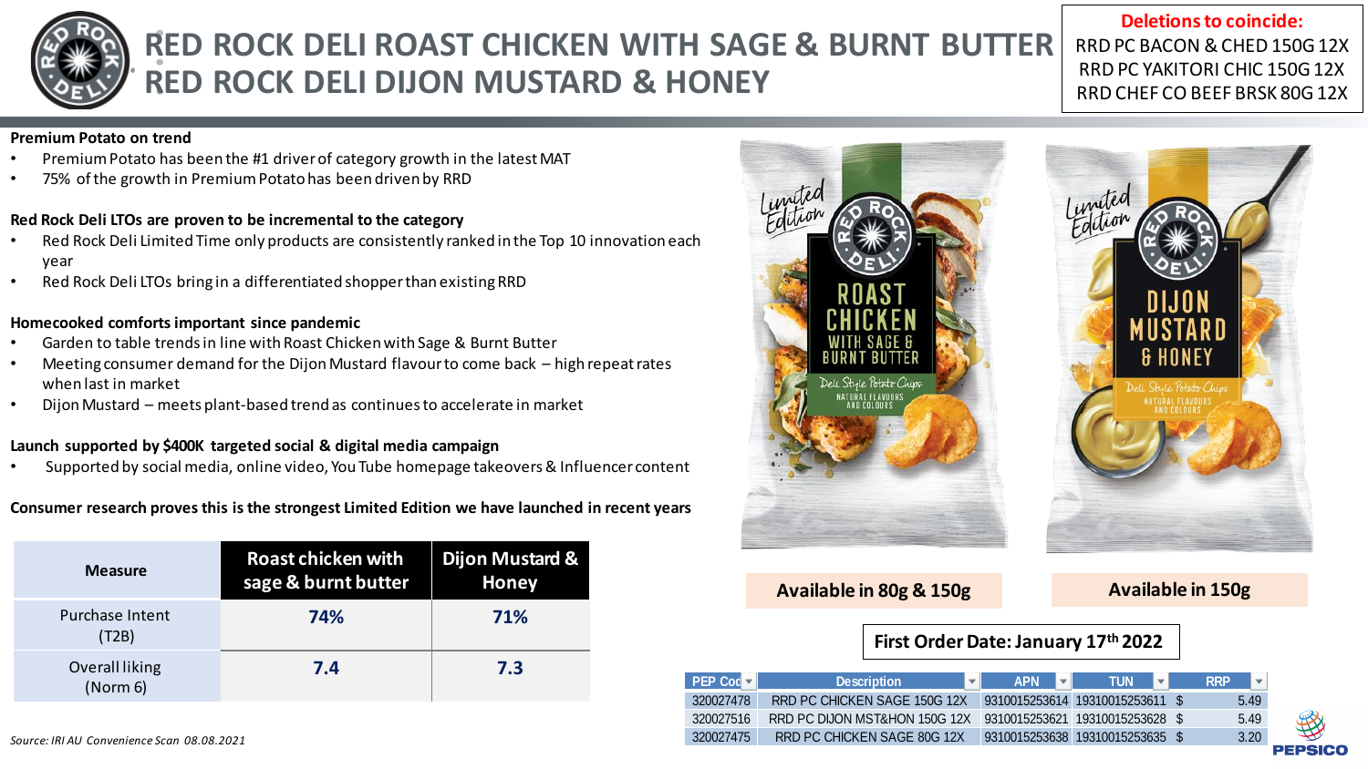# RED ROCK DELI ROAST CHICKEN WITH SAGE & BURNT BUTTER
# RED ROCK DELI DIJON MUSTARD & HONEY

**Deletions to coincide:**
RRD PC BACON & CHED 150G 12X
RRD PC YAKITORI CHIC 150G 12X
RRD CHEF CO BEEF BRSK 80G 12X

**Premium Potato on trend**

- Premium Potato has been the #1 driver of category growth in the latest MAT
- 75% of the growth in Premium Potato has been driven by RRD

**Red Rock Deli LTOs are proven to be incremental to the category**

- Red Rock Deli Limited Time only products are consistently ranked in the Top 10 innovation each year
- Red Rock Deli LTOs bring in a differentiated shopper than existing RRD

**Homecooked comforts important since pandemic**

- Garden to table trends in line with Roast Chicken with Sage & Burnt Butter
- Meeting consumer demand for the Dijon Mustard flavour to come back – high repeat rates when last in market
- Dijon Mustard – meets plant-based trend as continues to accelerate in market

**Launch supported by $400K targeted social & digital media campaign**

- Supported by social media, online video, You Tube homepage takeovers & Influencer content

**Consumer research proves this is the strongest Limited Edition we have launched in recent years**

| Measure | Roast chicken with sage & burnt butter | Dijon Mustard & Honey |
|---|---|---|
| Purchase Intent (T2B) | 74% | 71% |
| Overall liking (Norm 6) | 7.4 | 7.3 |

*Source: IRI AU Convenience Scan 08.08.2021*

**Available in 80g & 150g**

**Available in 150g**

**First Order Date: January 17th 2022**

| PEP Cod | Description | APN | TUN | RRP |
|---|---|---|---|---|
| 320027478 | RRD PC CHICKEN SAGE 150G 12X | 9310015253614 | 19310015253611 | $ 5.49 |
| 320027516 | RRD PC DIJON MST&HON 150G 12X | 9310015253621 | 19310015253628 | $ 5.49 |
| 320027475 | RRD PC CHICKEN SAGE 80G 12X | 9310015253638 | 19310015253635 | $ 3.20 |

PEPSICO